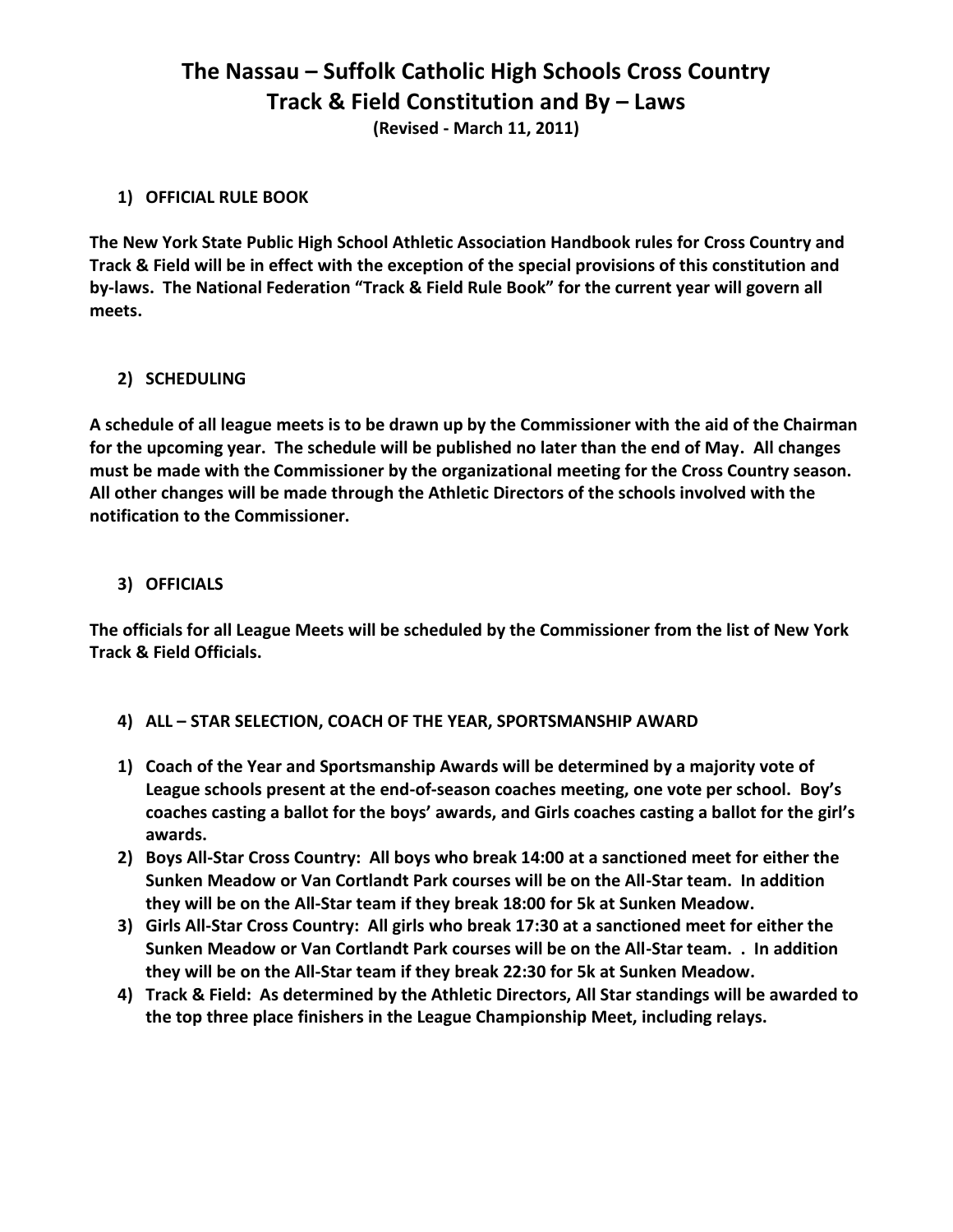# The Nassau – Suffolk Catholic High Schools Cross Country Track & Field Constitution and By – Laws

**(Revised - March 11, 2011)**

## 1) OFFICIAL RULE BOOK

**The New York State Public High School Athletic Association Handbook rules for Cross Country and Track & Field will be in effect with the exception of the special provisions of this constitution and by-laws. The National Federation "Track & Field Rule Book" for the current year will govern all meets.**

## 2) SCHEDULING

**A schedule of all league meets is to be drawn up by the Commissioner with the aid of the Chairman for the upcoming year. The schedule will be published no later than the end of May. All changes must be made with the Commissioner by the organizational meeting for the Cross Country season. All other changes will be made through the Athletic Directors of the schools involved with the notification to the Commissioner.**

## 3) OFFICIALS

**The officials for all League Meets will be scheduled by the Commissioner from the list of New York Track & Field Officials.**

## 4) ALL – STAR SELECTION, COACH OF THE YEAR, SPORTSMANSHIP AWARD

1) **Coach of the Year and Sportsmanship Awards will be determined by a majority vote of League schools present at the end-of-season coaches meeting, one vote per school. Boy's coaches casting a ballot for the boys' awards, and Girls coaches casting a ballot for the girl's awards.**
2) **Boys All-Star Cross Country: All boys who break 14:00 at a sanctioned meet for either the Sunken Meadow or Van Cortlandt Park courses will be on the All-Star team. In addition they will be on the All-Star team if they break 18:00 for 5k at Sunken Meadow.**
3) **Girls All-Star Cross Country: All girls who break 17:30 at a sanctioned meet for either the Sunken Meadow or Van Cortlandt Park courses will be on the All-Star team. . In addition they will be on the All-Star team if they break 22:30 for 5k at Sunken Meadow.**
4) **Track & Field: As determined by the Athletic Directors, All Star standings will be awarded to the top three place finishers in the League Championship Meet, including relays.**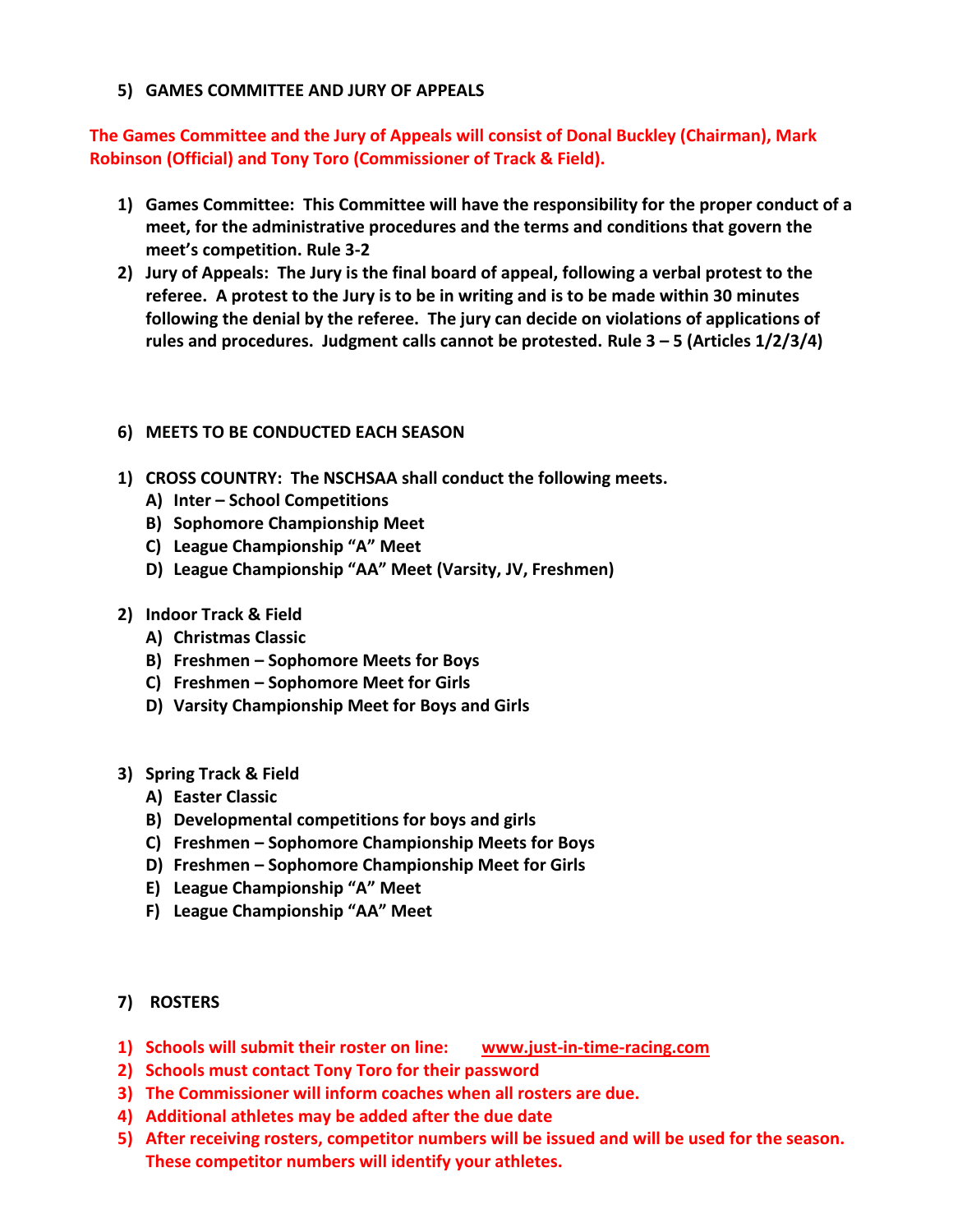## 5) GAMES COMMITTEE AND JURY OF APPEALS

**The Games Committee and the Jury of Appeals will consist of Donal Buckley (Chairman), Mark Robinson (Official) and Tony Toro (Commissioner of Track & Field).**

1) **Games Committee: This Committee will have the responsibility for the proper conduct of a meet, for the administrative procedures and the terms and conditions that govern the meet's competition. Rule 3-2**
2) **Jury of Appeals: The Jury is the final board of appeal, following a verbal protest to the referee. A protest to the Jury is to be in writing and is to be made within 30 minutes following the denial by the referee. The jury can decide on violations of applications of rules and procedures. Judgment calls cannot be protested. Rule 3 – 5 (Articles 1/2/3/4)**

## 6) MEETS TO BE CONDUCTED EACH SEASON

1) **CROSS COUNTRY: The NSCHSAA shall conduct the following meets.**
   - A) **Inter – School Competitions**
   - B) **Sophomore Championship Meet**
   - C) **League Championship "A" Meet**
   - D) **League Championship "AA" Meet (Varsity, JV, Freshmen)**
2) **Indoor Track & Field**
   - A) **Christmas Classic**
   - B) **Freshmen – Sophomore Meets for Boys**
   - C) **Freshmen – Sophomore Meet for Girls**
   - D) **Varsity Championship Meet for Boys and Girls**
3) **Spring Track & Field**
   - A) **Easter Classic**
   - B) **Developmental competitions for boys and girls**
   - C) **Freshmen – Sophomore Championship Meets for Boys**
   - D) **Freshmen – Sophomore Championship Meet for Girls**
   - E) **League Championship "A" Meet**
   - F) **League Championship "AA" Meet**

## 7) ROSTERS

1) **Schools will submit their roster on line: www.just-in-time-racing.com**
2) **Schools must contact Tony Toro for their password**
3) **The Commissioner will inform coaches when all rosters are due.**
4) **Additional athletes may be added after the due date**
5) **After receiving rosters, competitor numbers will be issued and will be used for the season. These competitor numbers will identify your athletes.**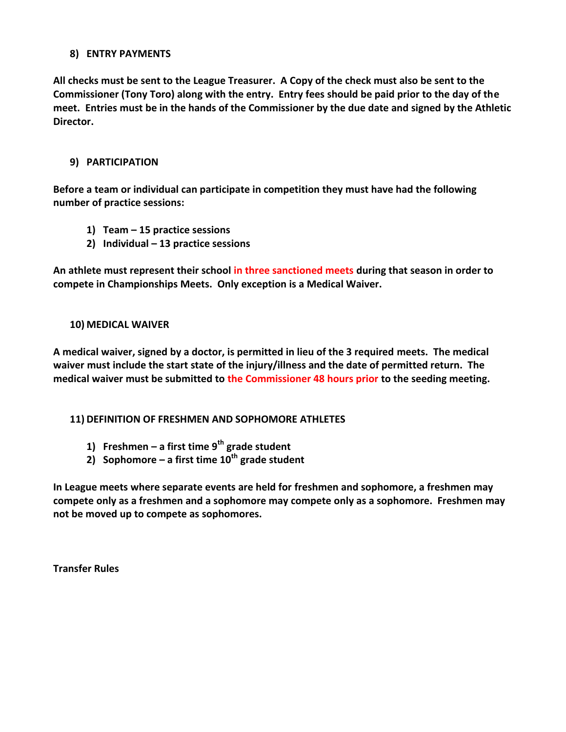## 8) ENTRY PAYMENTS

**All checks must be sent to the League Treasurer. A Copy of the check must also be sent to the Commissioner (Tony Toro) along with the entry. Entry fees should be paid prior to the day of the meet. Entries must be in the hands of the Commissioner by the due date and signed by the Athletic Director.**

## 9) PARTICIPATION

**Before a team or individual can participate in competition they must have had the following number of practice sessions:**

1) **Team – 15 practice sessions**
2) **Individual – 13 practice sessions**

**An athlete must represent their school in three sanctioned meets during that season in order to compete in Championships Meets. Only exception is a Medical Waiver.**

## 10) MEDICAL WAIVER

**A medical waiver, signed by a doctor, is permitted in lieu of the 3 required meets. The medical waiver must include the start state of the injury/illness and the date of permitted return. The medical waiver must be submitted to the Commissioner 48 hours prior to the seeding meeting.**

## 11) DEFINITION OF FRESHMEN AND SOPHOMORE ATHLETES

1) **Freshmen – a first time 9th grade student**
2) **Sophomore – a first time 10th grade student**

**In League meets where separate events are held for freshmen and sophomore, a freshmen may compete only as a freshmen and a sophomore may compete only as a sophomore. Freshmen may not be moved up to compete as sophomores.**

**Transfer Rules**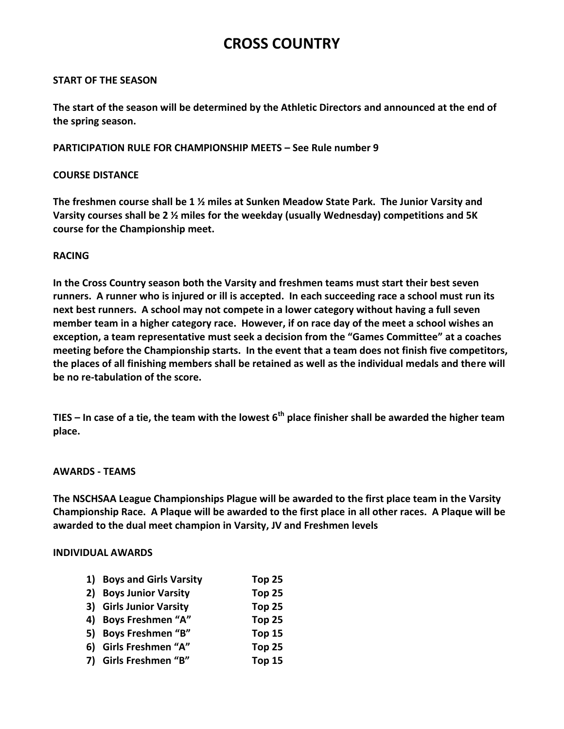# CROSS COUNTRY

**START OF THE SEASON**

**The start of the season will be determined by the Athletic Directors and announced at the end of the spring season.**

**PARTICIPATION RULE FOR CHAMPIONSHIP MEETS – See Rule number 9**

**COURSE DISTANCE**

**The freshmen course shall be 1 ½ miles at Sunken Meadow State Park. The Junior Varsity and Varsity courses shall be 2 ½ miles for the weekday (usually Wednesday) competitions and 5K course for the Championship meet.**

**RACING**

**In the Cross Country season both the Varsity and freshmen teams must start their best seven runners. A runner who is injured or ill is accepted. In each succeeding race a school must run its next best runners. A school may not compete in a lower category without having a full seven member team in a higher category race. However, if on race day of the meet a school wishes an exception, a team representative must seek a decision from the "Games Committee" at a coaches meeting before the Championship starts. In the event that a team does not finish five competitors, the places of all finishing members shall be retained as well as the individual medals and there will be no re-tabulation of the score.**

**TIES – In case of a tie, the team with the lowest 6th place finisher shall be awarded the higher team place.**

**AWARDS - TEAMS**

**The NSCHSAA League Championships Plague will be awarded to the first place team in the Varsity Championship Race. A Plaque will be awarded to the first place in all other races. A Plaque will be awarded to the dual meet champion in Varsity, JV and Freshmen levels**

**INDIVIDUAL AWARDS**

1) **Boys and Girls Varsity** — **Top 25**
2) **Boys Junior Varsity** — **Top 25**
3) **Girls Junior Varsity** — **Top 25**
4) **Boys Freshmen "A"** — **Top 25**
5) **Boys Freshmen "B"** — **Top 15**
6) **Girls Freshmen "A"** — **Top 25**
7) **Girls Freshmen "B"** — **Top 15**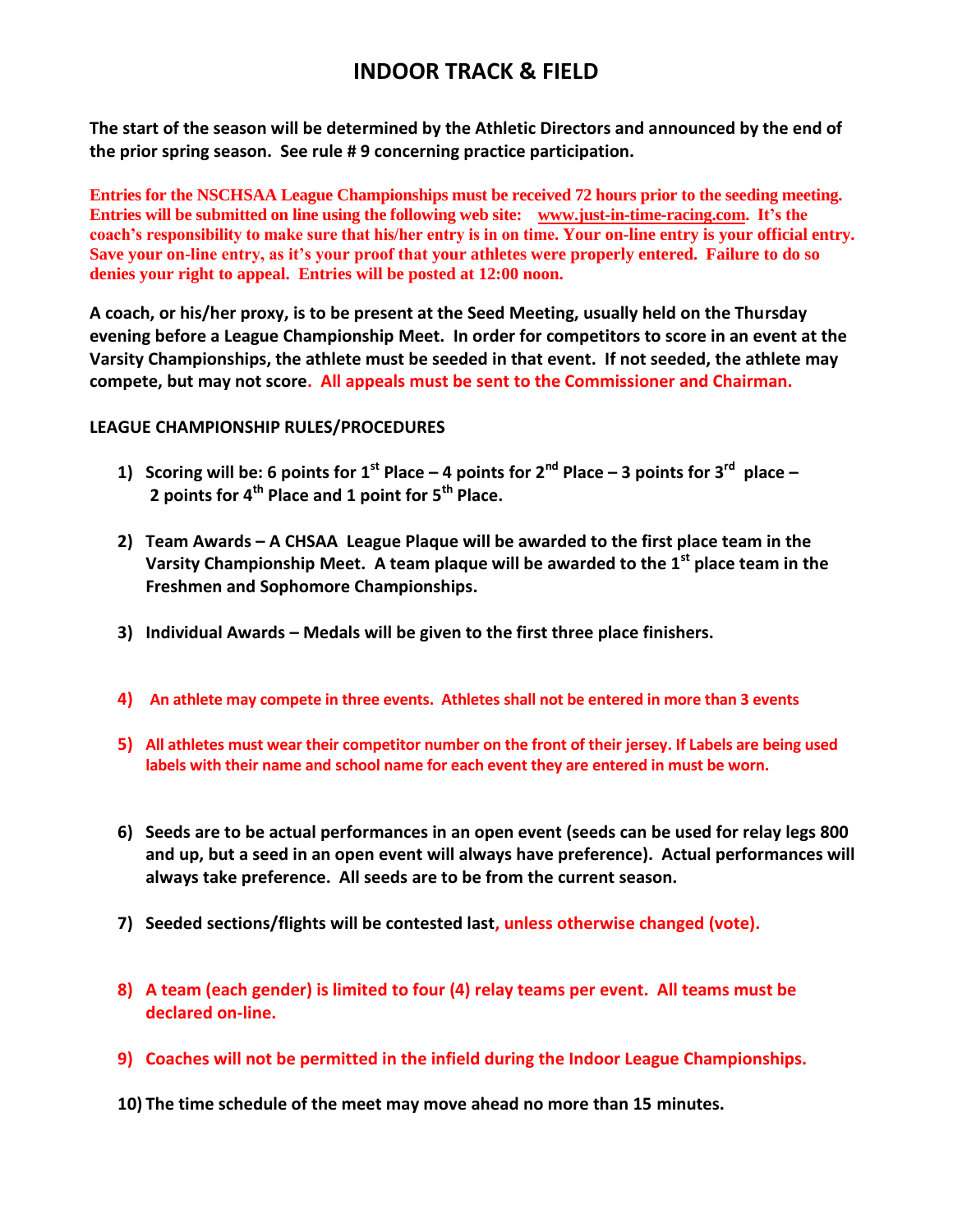# INDOOR TRACK & FIELD

**The start of the season will be determined by the Athletic Directors and announced by the end of the prior spring season. See rule # 9 concerning practice participation.**

**Entries for the NSCHSAA League Championships must be received 72 hours prior to the seeding meeting. Entries will be submitted on line using the following web site: www.just-in-time-racing.com. It's the coach's responsibility to make sure that his/her entry is in on time. Your on-line entry is your official entry. Save your on-line entry, as it's your proof that your athletes were properly entered. Failure to do so denies your right to appeal. Entries will be posted at 12:00 noon.**

**A coach, or his/her proxy, is to be present at the Seed Meeting, usually held on the Thursday evening before a League Championship Meet. In order for competitors to score in an event at the Varsity Championships, the athlete must be seeded in that event. If not seeded, the athlete may compete, but may not score. All appeals must be sent to the Commissioner and Chairman.**

**LEAGUE CHAMPIONSHIP RULES/PROCEDURES**

1) **Scoring will be: 6 points for 1st Place – 4 points for 2nd Place – 3 points for 3rd place – 2 points for 4th Place and 1 point for 5th Place.**

2) **Team Awards – A CHSAA League Plaque will be awarded to the first place team in the Varsity Championship Meet. A team plaque will be awarded to the 1st place team in the Freshmen and Sophomore Championships.**

3) **Individual Awards – Medals will be given to the first three place finishers.**

4) **An athlete may compete in three events. Athletes shall not be entered in more than 3 events**

5) **All athletes must wear their competitor number on the front of their jersey. If Labels are being used labels with their name and school name for each event they are entered in must be worn.**

6) **Seeds are to be actual performances in an open event (seeds can be used for relay legs 800 and up, but a seed in an open event will always have preference). Actual performances will always take preference. All seeds are to be from the current season.**

7) **Seeded sections/flights will be contested last, unless otherwise changed (vote).**

8) **A team (each gender) is limited to four (4) relay teams per event. All teams must be declared on-line.**

9) **Coaches will not be permitted in the infield during the Indoor League Championships.**

10) **The time schedule of the meet may move ahead no more than 15 minutes.**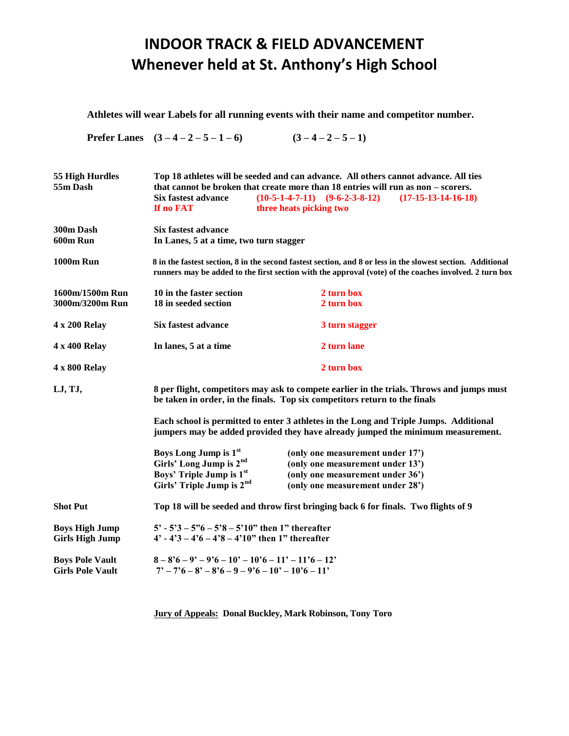# INDOOR TRACK & FIELD ADVANCEMENT
# Whenever held at St. Anthony's High School

**Athletes will wear Labels for all running events with their name and competitor number.**

**Prefer Lanes (3 – 4 – 2 – 5 – 1 – 6) (3 – 4 – 2 – 5 – 1)**

| | | |
|---|---|---|
| **55 High Hurdles**<br>**55m Dash** | **Top 18 athletes will be seeded and can advance. All others cannot advance. All ties that cannot be broken that create more than 18 entries will run as non – scorers.**<br>**Six fastest advance** **(10-5-1-4-7-11) (9-6-2-3-8-12) (17-15-13-14-16-18)**<br>**If no FAT** **three heats picking two** | |
| **300m Dash**<br>**600m Run** | **Six fastest advance**<br>**In Lanes, 5 at a time, two turn stagger** | |
| **1000m Run** | **8 in the fastest section, 8 in the second fastest section, and 8 or less in the slowest section. Additional runners may be added to the first section with the approval (vote) of the coaches involved. 2 turn box** | |
| **1600m/1500m Run**<br>**3000m/3200m Run** | **10 in the faster section**<br>**18 in seeded section** | **2 turn box**<br>**2 turn box** |
| **4 x 200 Relay** | **Six fastest advance** | **3 turn stagger** |
| **4 x 400 Relay** | **In lanes, 5 at a time** | **2 turn lane** |
| **4 x 800 Relay** | | **2 turn box** |

**LJ, TJ,**

**8 per flight, competitors may ask to compete earlier in the trials. Throws and jumps must be taken in order, in the finals. Top six competitors return to the finals**

**Each school is permitted to enter 3 athletes in the Long and Triple Jumps. Additional jumpers may be added provided they have already jumped the minimum measurement.**

| | |
|---|---|
| **Boys Long Jump is 1st** | **(only one measurement under 17')** |
| **Girls' Long Jump is 2nd** | **(only one measurement under 13')** |
| **Boys' Triple Jump is 1st** | **(only one measurement under 36')** |
| **Girls' Triple Jump is 2nd** | **(only one measurement under 28')** |

**Shot Put** — **Top 18 will be seeded and throw first bringing back 6 for finals. Two flights of 9**

**Boys High Jump** — **5' - 5'3 – 5"6 – 5'8 – 5'10" then 1" thereafter**
**Girls High Jump** — **4' - 4'3 – 4'6 – 4'8 – 4'10" then 1" thereafter**

**Boys Pole Vault** — **8 – 8'6 – 9' – 9'6 – 10' – 10'6 – 11' – 11'6 – 12'**
**Girls Pole Vault** — **7' – 7'6 – 8' – 8'6 – 9 – 9'6 – 10' – 10'6 – 11'**

**Jury of Appeals: Donal Buckley, Mark Robinson, Tony Toro**